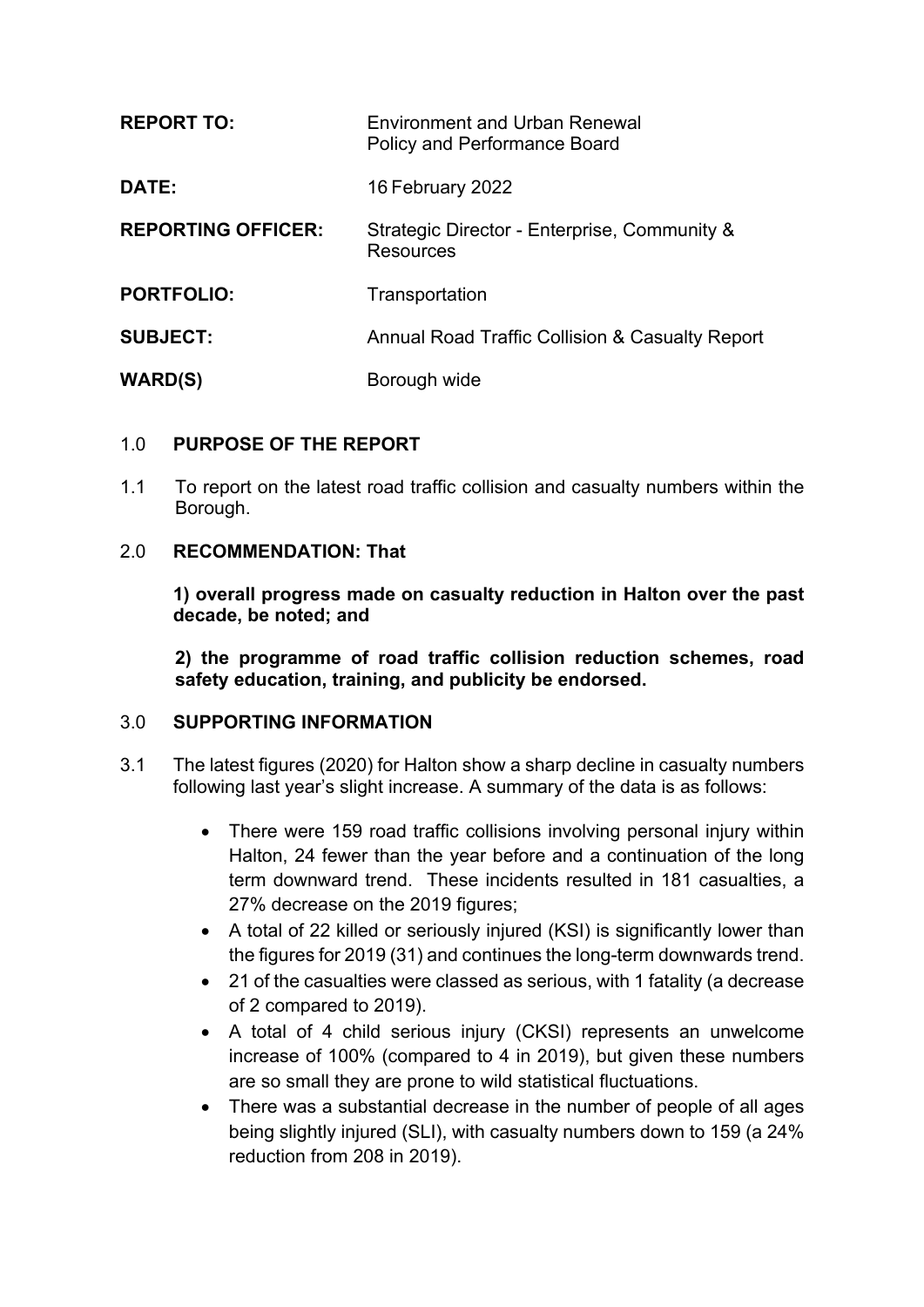| | |
|---|---|
| **REPORT TO:** | Environment and Urban Renewal Policy and Performance Board |
| **DATE:** | 16 February 2022 |
| **REPORTING OFFICER:** | Strategic Director - Enterprise, Community & Resources |
| **PORTFOLIO:** | Transportation |
| **SUBJECT:** | Annual Road Traffic Collision & Casualty Report |
| **WARD(S)** | Borough wide |

## 1.0 PURPOSE OF THE REPORT

1.1 To report on the latest road traffic collision and casualty numbers within the Borough.

## 2.0 RECOMMENDATION: That

**1) overall progress made on casualty reduction in Halton over the past decade, be noted; and**

**2) the programme of road traffic collision reduction schemes, road safety education, training, and publicity be endorsed.**

## 3.0 SUPPORTING INFORMATION

3.1 The latest figures (2020) for Halton show a sharp decline in casualty numbers following last year's slight increase. A summary of the data is as follows:

- There were 159 road traffic collisions involving personal injury within Halton, 24 fewer than the year before and a continuation of the long term downward trend. These incidents resulted in 181 casualties, a 27% decrease on the 2019 figures;
- A total of 22 killed or seriously injured (KSI) is significantly lower than the figures for 2019 (31) and continues the long-term downwards trend.
- 21 of the casualties were classed as serious, with 1 fatality (a decrease of 2 compared to 2019).
- A total of 4 child serious injury (CKSI) represents an unwelcome increase of 100% (compared to 4 in 2019), but given these numbers are so small they are prone to wild statistical fluctuations.
- There was a substantial decrease in the number of people of all ages being slightly injured (SLI), with casualty numbers down to 159 (a 24% reduction from 208 in 2019).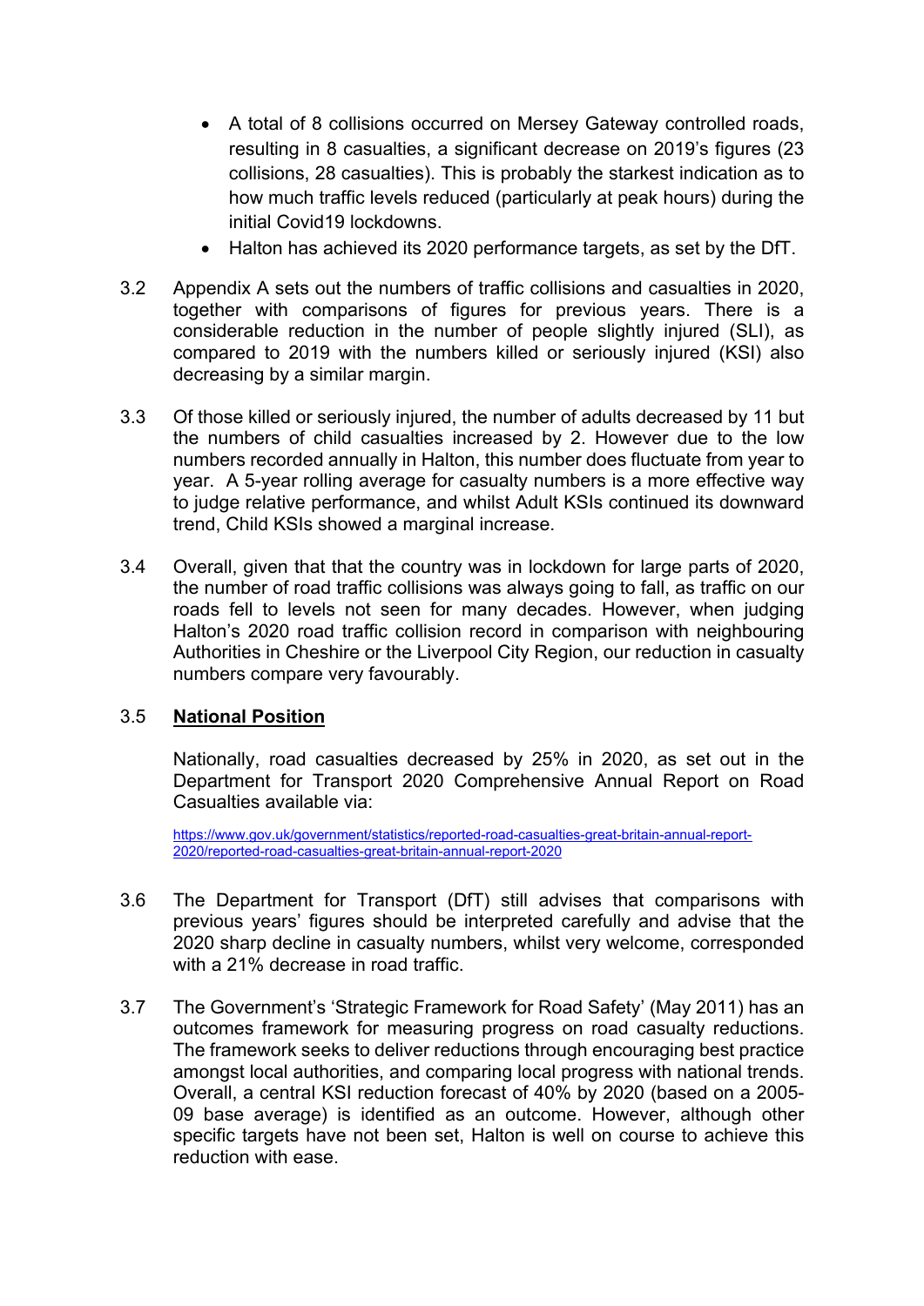- A total of 8 collisions occurred on Mersey Gateway controlled roads, resulting in 8 casualties, a significant decrease on 2019's figures (23 collisions, 28 casualties). This is probably the starkest indication as to how much traffic levels reduced (particularly at peak hours) during the initial Covid19 lockdowns.
- Halton has achieved its 2020 performance targets, as set by the DfT.

3.2 Appendix A sets out the numbers of traffic collisions and casualties in 2020, together with comparisons of figures for previous years. There is a considerable reduction in the number of people slightly injured (SLI), as compared to 2019 with the numbers killed or seriously injured (KSI) also decreasing by a similar margin.

3.3 Of those killed or seriously injured, the number of adults decreased by 11 but the numbers of child casualties increased by 2. However due to the low numbers recorded annually in Halton, this number does fluctuate from year to year. A 5-year rolling average for casualty numbers is a more effective way to judge relative performance, and whilst Adult KSIs continued its downward trend, Child KSIs showed a marginal increase.

3.4 Overall, given that that the country was in lockdown for large parts of 2020, the number of road traffic collisions was always going to fall, as traffic on our roads fell to levels not seen for many decades. However, when judging Halton's 2020 road traffic collision record in comparison with neighbouring Authorities in Cheshire or the Liverpool City Region, our reduction in casualty numbers compare very favourably.

3.5 **National Position**

Nationally, road casualties decreased by 25% in 2020, as set out in the Department for Transport 2020 Comprehensive Annual Report on Road Casualties available via:

https://www.gov.uk/government/statistics/reported-road-casualties-great-britain-annual-report-2020/reported-road-casualties-great-britain-annual-report-2020

3.6 The Department for Transport (DfT) still advises that comparisons with previous years' figures should be interpreted carefully and advise that the 2020 sharp decline in casualty numbers, whilst very welcome, corresponded with a 21% decrease in road traffic.

3.7 The Government's 'Strategic Framework for Road Safety' (May 2011) has an outcomes framework for measuring progress on road casualty reductions. The framework seeks to deliver reductions through encouraging best practice amongst local authorities, and comparing local progress with national trends. Overall, a central KSI reduction forecast of 40% by 2020 (based on a 2005-09 base average) is identified as an outcome. However, although other specific targets have not been set, Halton is well on course to achieve this reduction with ease.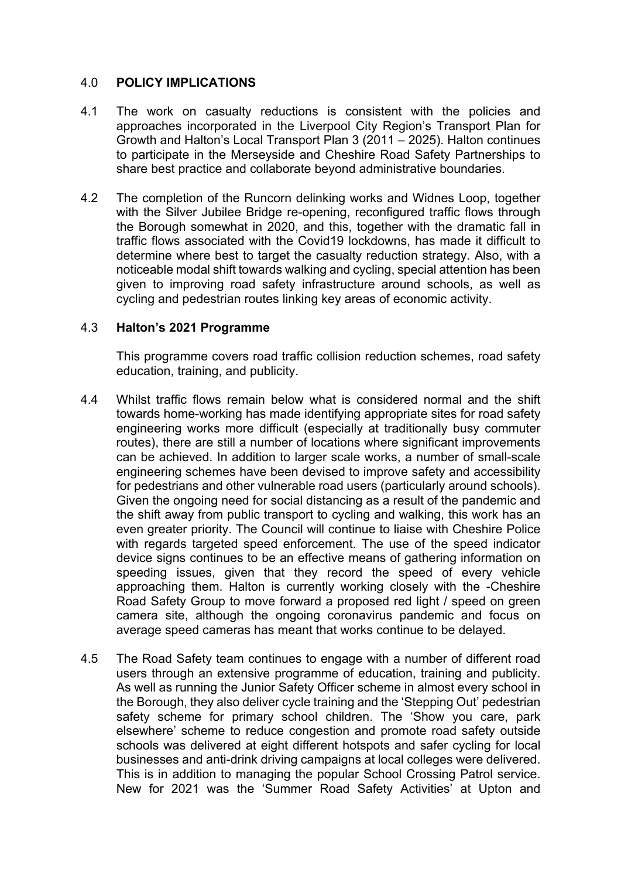## 4.0 **POLICY IMPLICATIONS**

4.1 The work on casualty reductions is consistent with the policies and approaches incorporated in the Liverpool City Region's Transport Plan for Growth and Halton's Local Transport Plan 3 (2011 – 2025). Halton continues to participate in the Merseyside and Cheshire Road Safety Partnerships to share best practice and collaborate beyond administrative boundaries.

4.2 The completion of the Runcorn delinking works and Widnes Loop, together with the Silver Jubilee Bridge re-opening, reconfigured traffic flows through the Borough somewhat in 2020, and this, together with the dramatic fall in traffic flows associated with the Covid19 lockdowns, has made it difficult to determine where best to target the casualty reduction strategy. Also, with a noticeable modal shift towards walking and cycling, special attention has been given to improving road safety infrastructure around schools, as well as cycling and pedestrian routes linking key areas of economic activity.

### 4.3 **Halton's 2021 Programme**

This programme covers road traffic collision reduction schemes, road safety education, training, and publicity.

4.4 Whilst traffic flows remain below what is considered normal and the shift towards home-working has made identifying appropriate sites for road safety engineering works more difficult (especially at traditionally busy commuter routes), there are still a number of locations where significant improvements can be achieved. In addition to larger scale works, a number of small-scale engineering schemes have been devised to improve safety and accessibility for pedestrians and other vulnerable road users (particularly around schools). Given the ongoing need for social distancing as a result of the pandemic and the shift away from public transport to cycling and walking, this work has an even greater priority. The Council will continue to liaise with Cheshire Police with regards targeted speed enforcement. The use of the speed indicator device signs continues to be an effective means of gathering information on speeding issues, given that they record the speed of every vehicle approaching them. Halton is currently working closely with the -Cheshire Road Safety Group to move forward a proposed red light / speed on green camera site, although the ongoing coronavirus pandemic and focus on average speed cameras has meant that works continue to be delayed.

4.5 The Road Safety team continues to engage with a number of different road users through an extensive programme of education, training and publicity. As well as running the Junior Safety Officer scheme in almost every school in the Borough, they also deliver cycle training and the 'Stepping Out' pedestrian safety scheme for primary school children. The 'Show you care, park elsewhere' scheme to reduce congestion and promote road safety outside schools was delivered at eight different hotspots and safer cycling for local businesses and anti-drink driving campaigns at local colleges were delivered. This is in addition to managing the popular School Crossing Patrol service. New for 2021 was the 'Summer Road Safety Activities' at Upton and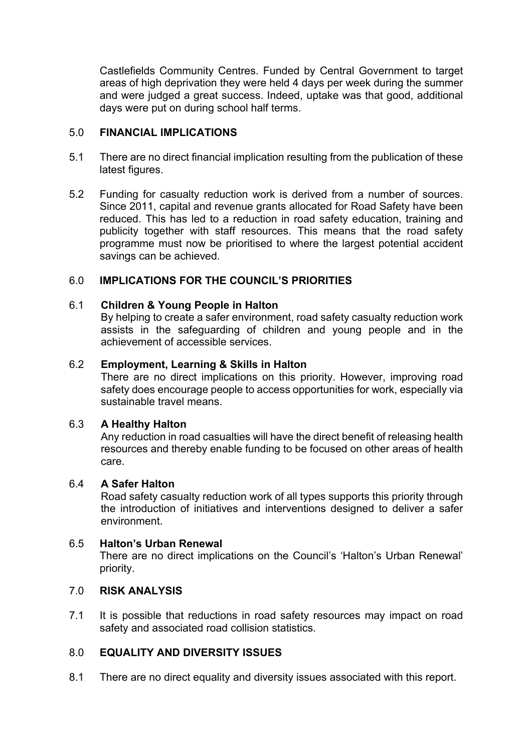Castlefields Community Centres. Funded by Central Government to target areas of high deprivation they were held 4 days per week during the summer and were judged a great success. Indeed, uptake was that good, additional days were put on during school half terms.

## 5.0 FINANCIAL IMPLICATIONS

5.1 There are no direct financial implication resulting from the publication of these latest figures.

5.2 Funding for casualty reduction work is derived from a number of sources. Since 2011, capital and revenue grants allocated for Road Safety have been reduced. This has led to a reduction in road safety education, training and publicity together with staff resources. This means that the road safety programme must now be prioritised to where the largest potential accident savings can be achieved.

## 6.0 IMPLICATIONS FOR THE COUNCIL'S PRIORITIES

### 6.1 Children & Young People in Halton

By helping to create a safer environment, road safety casualty reduction work assists in the safeguarding of children and young people and in the achievement of accessible services.

### 6.2 Employment, Learning & Skills in Halton

There are no direct implications on this priority. However, improving road safety does encourage people to access opportunities for work, especially via sustainable travel means.

### 6.3 A Healthy Halton

Any reduction in road casualties will have the direct benefit of releasing health resources and thereby enable funding to be focused on other areas of health care.

### 6.4 A Safer Halton

Road safety casualty reduction work of all types supports this priority through the introduction of initiatives and interventions designed to deliver a safer environment.

### 6.5 Halton's Urban Renewal

There are no direct implications on the Council's 'Halton's Urban Renewal' priority.

## 7.0 RISK ANALYSIS

7.1 It is possible that reductions in road safety resources may impact on road safety and associated road collision statistics.

## 8.0 EQUALITY AND DIVERSITY ISSUES

8.1 There are no direct equality and diversity issues associated with this report.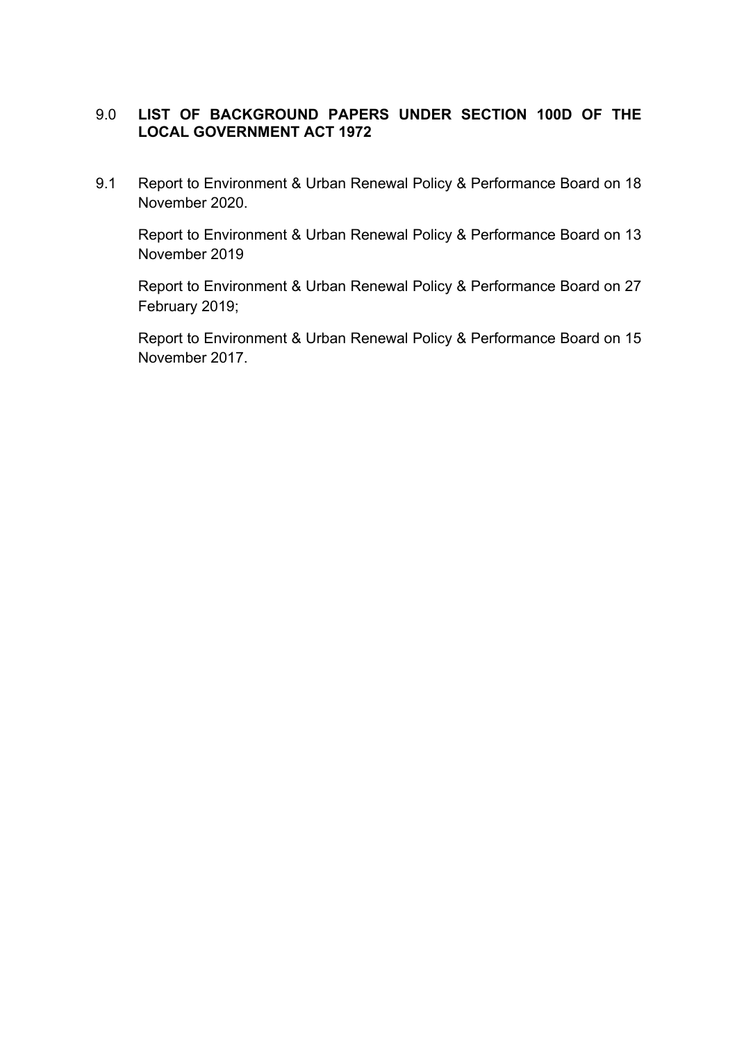## 9.0 LIST OF BACKGROUND PAPERS UNDER SECTION 100D OF THE LOCAL GOVERNMENT ACT 1972

9.1 Report to Environment & Urban Renewal Policy & Performance Board on 18 November 2020.

Report to Environment & Urban Renewal Policy & Performance Board on 13 November 2019

Report to Environment & Urban Renewal Policy & Performance Board on 27 February 2019;

Report to Environment & Urban Renewal Policy & Performance Board on 15 November 2017.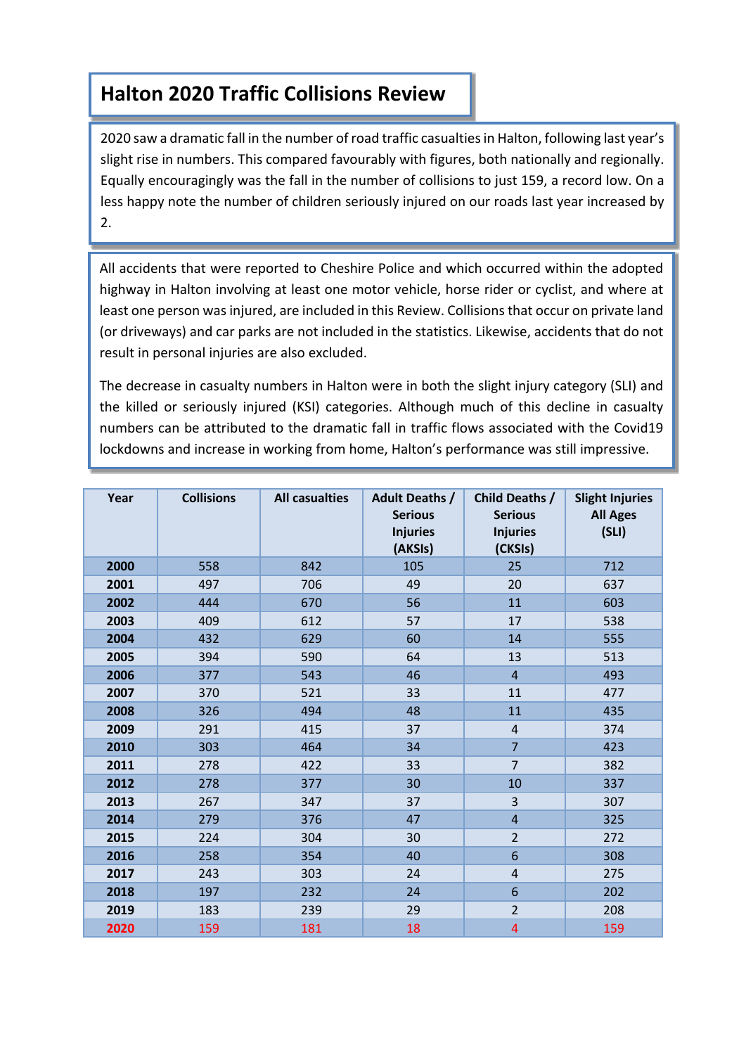# Halton 2020 Traffic Collisions Review

2020 saw a dramatic fall in the number of road traffic casualties in Halton, following last year's slight rise in numbers. This compared favourably with figures, both nationally and regionally. Equally encouragingly was the fall in the number of collisions to just 159, a record low. On a less happy note the number of children seriously injured on our roads last year increased by 2.

All accidents that were reported to Cheshire Police and which occurred within the adopted highway in Halton involving at least one motor vehicle, horse rider or cyclist, and where at least one person was injured, are included in this Review. Collisions that occur on private land (or driveways) and car parks are not included in the statistics. Likewise, accidents that do not result in personal injuries are also excluded.

The decrease in casualty numbers in Halton were in both the slight injury category (SLI) and the killed or seriously injured (KSI) categories. Although much of this decline in casualty numbers can be attributed to the dramatic fall in traffic flows associated with the Covid19 lockdowns and increase in working from home, Halton's performance was still impressive.

| Year | Collisions | All casualties | Adult Deaths / Serious Injuries (AKSIs) | Child Deaths / Serious Injuries (CKSIs) | Slight Injuries All Ages (SLI) |
|---|---|---|---|---|---|
| **2000** | 558 | 842 | 105 | 25 | 712 |
| **2001** | 497 | 706 | 49 | 20 | 637 |
| **2002** | 444 | 670 | 56 | 11 | 603 |
| **2003** | 409 | 612 | 57 | 17 | 538 |
| **2004** | 432 | 629 | 60 | 14 | 555 |
| **2005** | 394 | 590 | 64 | 13 | 513 |
| **2006** | 377 | 543 | 46 | 4 | 493 |
| **2007** | 370 | 521 | 33 | 11 | 477 |
| **2008** | 326 | 494 | 48 | 11 | 435 |
| **2009** | 291 | 415 | 37 | 4 | 374 |
| **2010** | 303 | 464 | 34 | 7 | 423 |
| **2011** | 278 | 422 | 33 | 7 | 382 |
| **2012** | 278 | 377 | 30 | 10 | 337 |
| **2013** | 267 | 347 | 37 | 3 | 307 |
| **2014** | 279 | 376 | 47 | 4 | 325 |
| **2015** | 224 | 304 | 30 | 2 | 272 |
| **2016** | 258 | 354 | 40 | 6 | 308 |
| **2017** | 243 | 303 | 24 | 4 | 275 |
| **2018** | 197 | 232 | 24 | 6 | 202 |
| **2019** | 183 | 239 | 29 | 2 | 208 |
| **2020** | 159 | 181 | 18 | 4 | 159 |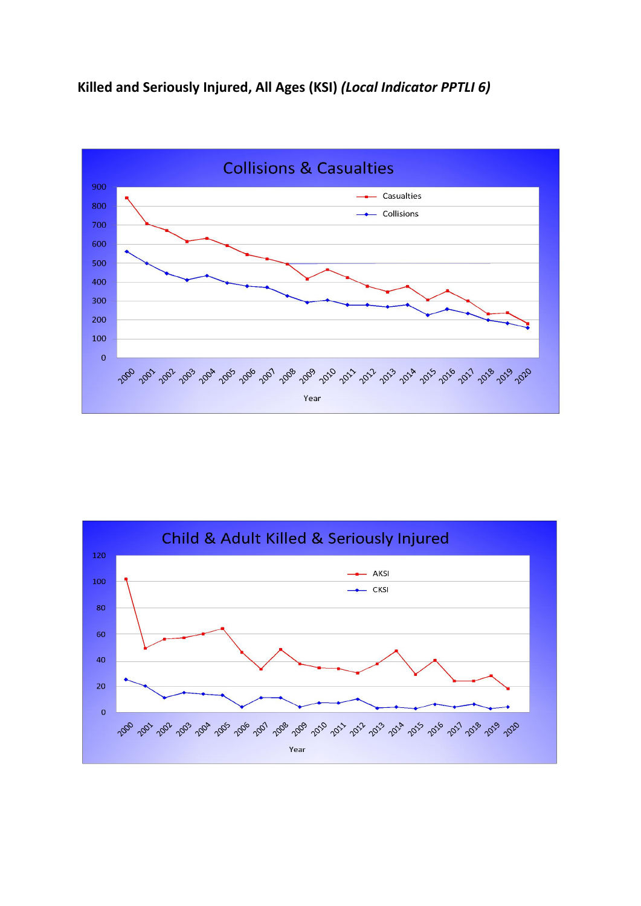**Killed and Seriously Injured, All Ages (KSI)** ***(Local Indicator PPTLI 6)***

Collisions & Casualties

900
800
700
600
500
400
300
200
100
0

Casualties
Collisions

2000 2001 2002 2003 2004 2005 2006 2007 2008 2009 2010 2011 2012 2013 2014 2015 2016 2017 2018 2019 2020

Year

Child & Adult Killed & Seriously Injured

120
100
80
60
40
20
0

AKSI
CKSI

2000 2001 2002 2003 2004 2005 2006 2007 2008 2009 2010 2011 2012 2013 2014 2015 2016 2017 2018 2019 2020

Year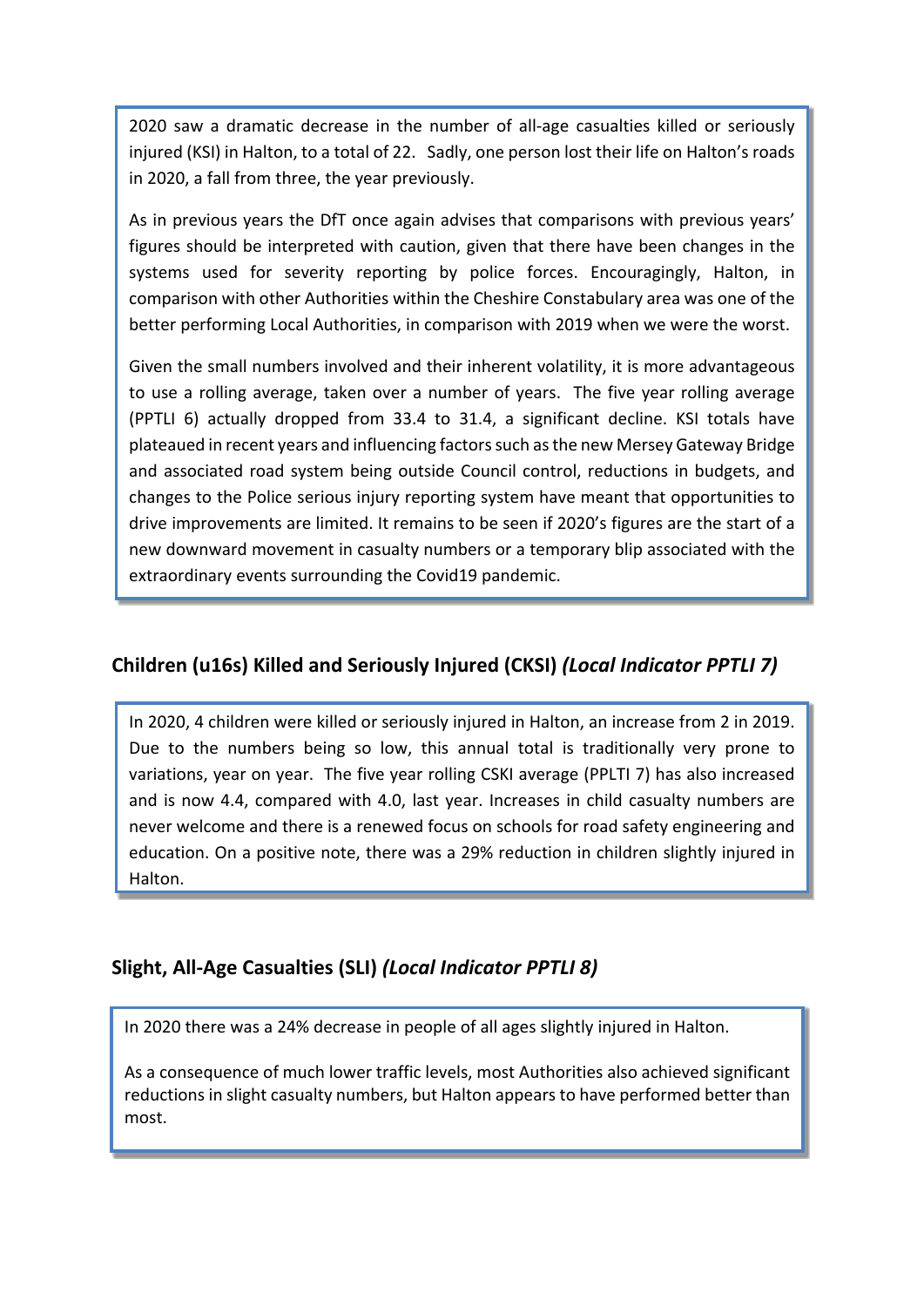2020 saw a dramatic decrease in the number of all-age casualties killed or seriously injured (KSI) in Halton, to a total of 22. Sadly, one person lost their life on Halton's roads in 2020, a fall from three, the year previously.

As in previous years the DfT once again advises that comparisons with previous years' figures should be interpreted with caution, given that there have been changes in the systems used for severity reporting by police forces. Encouragingly, Halton, in comparison with other Authorities within the Cheshire Constabulary area was one of the better performing Local Authorities, in comparison with 2019 when we were the worst.

Given the small numbers involved and their inherent volatility, it is more advantageous to use a rolling average, taken over a number of years. The five year rolling average (PPTLI 6) actually dropped from 33.4 to 31.4, a significant decline. KSI totals have plateaued in recent years and influencing factors such as the new Mersey Gateway Bridge and associated road system being outside Council control, reductions in budgets, and changes to the Police serious injury reporting system have meant that opportunities to drive improvements are limited. It remains to be seen if 2020's figures are the start of a new downward movement in casualty numbers or a temporary blip associated with the extraordinary events surrounding the Covid19 pandemic.

## Children (u16s) Killed and Seriously Injured (CKSI) *(Local Indicator PPTLI 7)*

In 2020, 4 children were killed or seriously injured in Halton, an increase from 2 in 2019. Due to the numbers being so low, this annual total is traditionally very prone to variations, year on year. The five year rolling CSKI average (PPLTI 7) has also increased and is now 4.4, compared with 4.0, last year. Increases in child casualty numbers are never welcome and there is a renewed focus on schools for road safety engineering and education. On a positive note, there was a 29% reduction in children slightly injured in Halton.

## Slight, All-Age Casualties (SLI) *(Local Indicator PPTLI 8)*

In 2020 there was a 24% decrease in people of all ages slightly injured in Halton.

As a consequence of much lower traffic levels, most Authorities also achieved significant reductions in slight casualty numbers, but Halton appears to have performed better than most.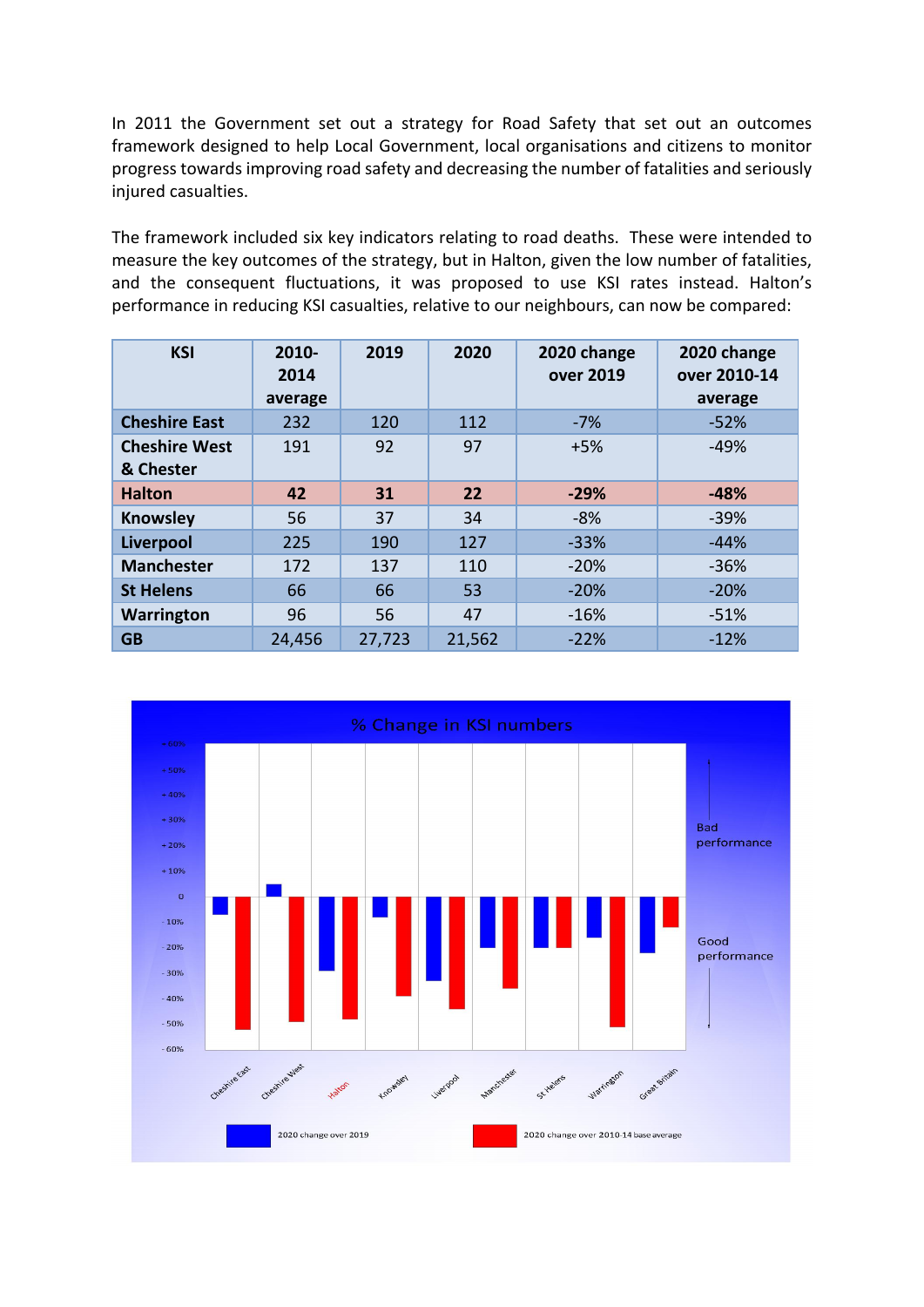In 2011 the Government set out a strategy for Road Safety that set out an outcomes framework designed to help Local Government, local organisations and citizens to monitor progress towards improving road safety and decreasing the number of fatalities and seriously injured casualties.

The framework included six key indicators relating to road deaths. These were intended to measure the key outcomes of the strategy, but in Halton, given the low number of fatalities, and the consequent fluctuations, it was proposed to use KSI rates instead. Halton's performance in reducing KSI casualties, relative to our neighbours, can now be compared:

| KSI | 2010-2014 average | 2019 | 2020 | 2020 change over 2019 | 2020 change over 2010-14 average |
|---|---|---|---|---|---|
| **Cheshire East** | 232 | 120 | 112 | -7% | -52% |
| **Cheshire West & Chester** | 191 | 92 | 97 | +5% | -49% |
| **Halton** | **42** | **31** | **22** | **-29%** | **-48%** |
| **Knowsley** | 56 | 37 | 34 | -8% | -39% |
| **Liverpool** | 225 | 190 | 127 | -33% | -44% |
| **Manchester** | 172 | 137 | 110 | -20% | -36% |
| **St Helens** | 66 | 66 | 53 | -20% | -20% |
| **Warrington** | 96 | 56 | 47 | -16% | -51% |
| **GB** | 24,456 | 27,723 | 21,562 | -22% | -12% |

% Change in KSI numbers

Bad performance

Good performance

Cheshire East, Cheshire West, Halton, Knowsley, Liverpool, Manchester, St Helens, Warrington, Great Britain

2020 change over 2019 | 2020 change over 2010-14 base average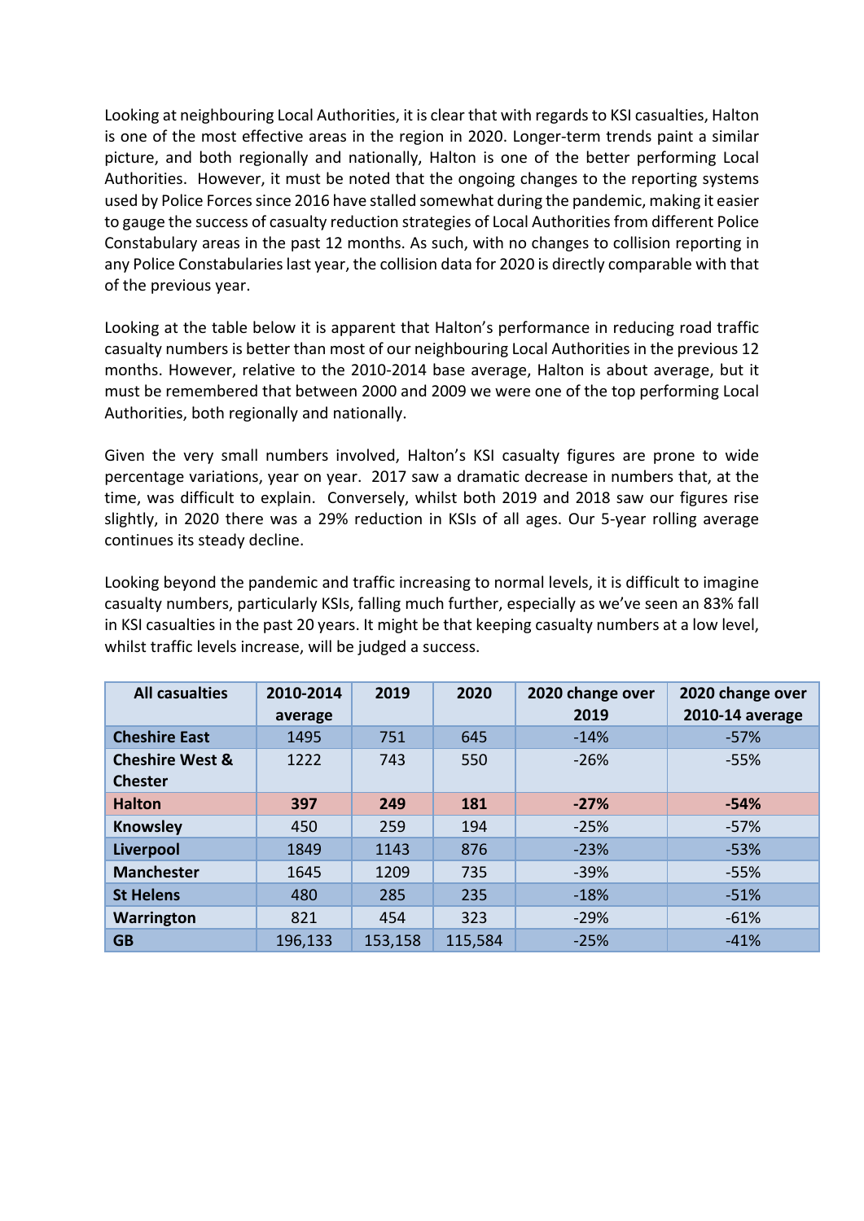Looking at neighbouring Local Authorities, it is clear that with regards to KSI casualties, Halton is one of the most effective areas in the region in 2020. Longer-term trends paint a similar picture, and both regionally and nationally, Halton is one of the better performing Local Authorities. However, it must be noted that the ongoing changes to the reporting systems used by Police Forces since 2016 have stalled somewhat during the pandemic, making it easier to gauge the success of casualty reduction strategies of Local Authorities from different Police Constabulary areas in the past 12 months. As such, with no changes to collision reporting in any Police Constabularies last year, the collision data for 2020 is directly comparable with that of the previous year.

Looking at the table below it is apparent that Halton's performance in reducing road traffic casualty numbers is better than most of our neighbouring Local Authorities in the previous 12 months. However, relative to the 2010-2014 base average, Halton is about average, but it must be remembered that between 2000 and 2009 we were one of the top performing Local Authorities, both regionally and nationally.

Given the very small numbers involved, Halton's KSI casualty figures are prone to wide percentage variations, year on year. 2017 saw a dramatic decrease in numbers that, at the time, was difficult to explain. Conversely, whilst both 2019 and 2018 saw our figures rise slightly, in 2020 there was a 29% reduction in KSIs of all ages. Our 5-year rolling average continues its steady decline.

Looking beyond the pandemic and traffic increasing to normal levels, it is difficult to imagine casualty numbers, particularly KSIs, falling much further, especially as we've seen an 83% fall in KSI casualties in the past 20 years. It might be that keeping casualty numbers at a low level, whilst traffic levels increase, will be judged a success.

| All casualties | 2010-2014 average | 2019 | 2020 | 2020 change over 2019 | 2020 change over 2010-14 average |
|---|---|---|---|---|---|
| **Cheshire East** | 1495 | 751 | 645 | -14% | -57% |
| **Cheshire West & Chester** | 1222 | 743 | 550 | -26% | -55% |
| **Halton** | **397** | **249** | **181** | **-27%** | **-54%** |
| **Knowsley** | 450 | 259 | 194 | -25% | -57% |
| **Liverpool** | 1849 | 1143 | 876 | -23% | -53% |
| **Manchester** | 1645 | 1209 | 735 | -39% | -55% |
| **St Helens** | 480 | 285 | 235 | -18% | -51% |
| **Warrington** | 821 | 454 | 323 | -29% | -61% |
| **GB** | 196,133 | 153,158 | 115,584 | -25% | -41% |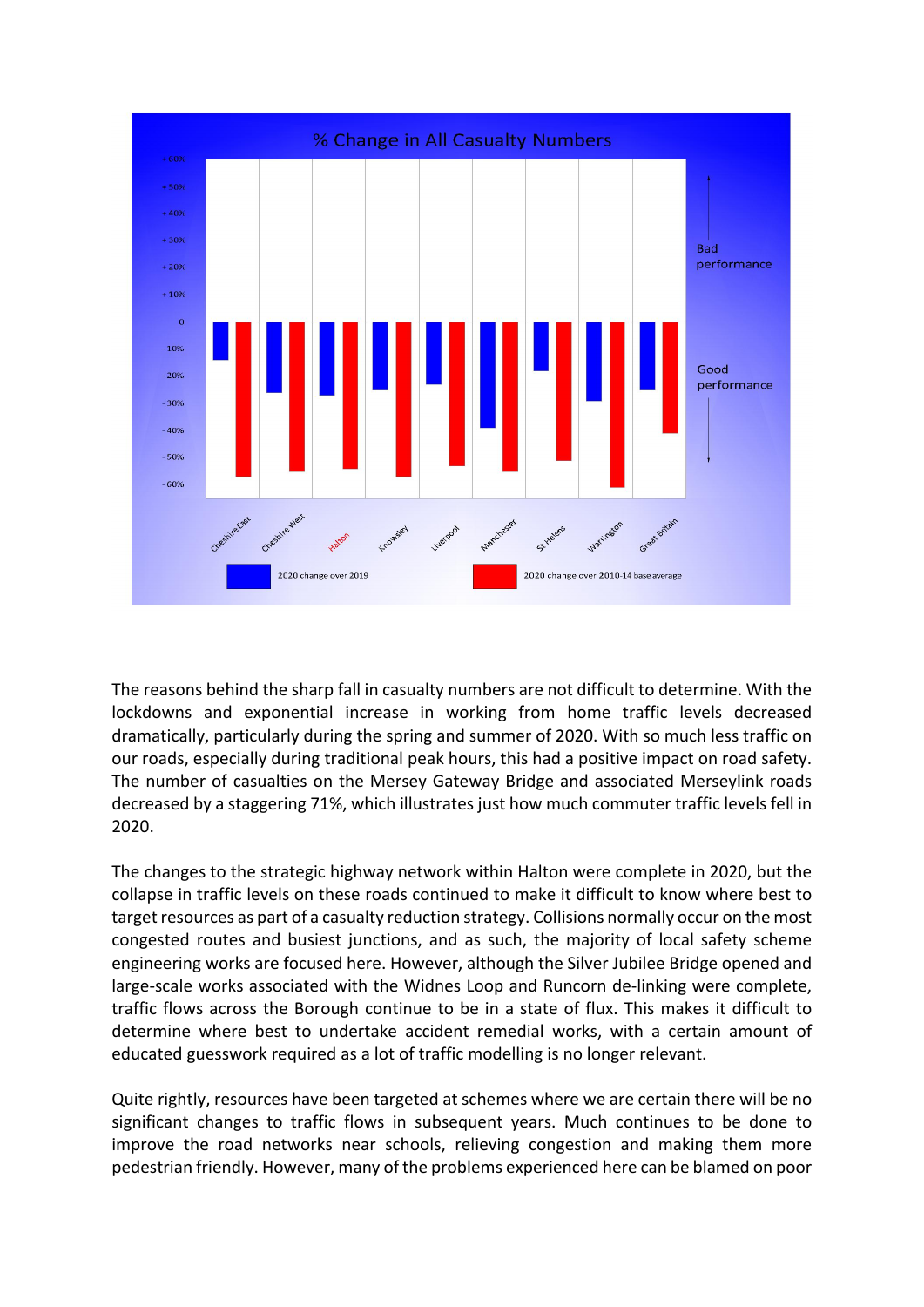The reasons behind the sharp fall in casualty numbers are not difficult to determine. With the lockdowns and exponential increase in working from home traffic levels decreased dramatically, particularly during the spring and summer of 2020. With so much less traffic on our roads, especially during traditional peak hours, this had a positive impact on road safety. The number of casualties on the Mersey Gateway Bridge and associated Merseylink roads decreased by a staggering 71%, which illustrates just how much commuter traffic levels fell in 2020.

The changes to the strategic highway network within Halton were complete in 2020, but the collapse in traffic levels on these roads continued to make it difficult to know where best to target resources as part of a casualty reduction strategy. Collisions normally occur on the most congested routes and busiest junctions, and as such, the majority of local safety scheme engineering works are focused here. However, although the Silver Jubilee Bridge opened and large-scale works associated with the Widnes Loop and Runcorn de-linking were complete, traffic flows across the Borough continue to be in a state of flux. This makes it difficult to determine where best to undertake accident remedial works, with a certain amount of educated guesswork required as a lot of traffic modelling is no longer relevant.

Quite rightly, resources have been targeted at schemes where we are certain there will be no significant changes to traffic flows in subsequent years. Much continues to be done to improve the road networks near schools, relieving congestion and making them more pedestrian friendly. However, many of the problems experienced here can be blamed on poor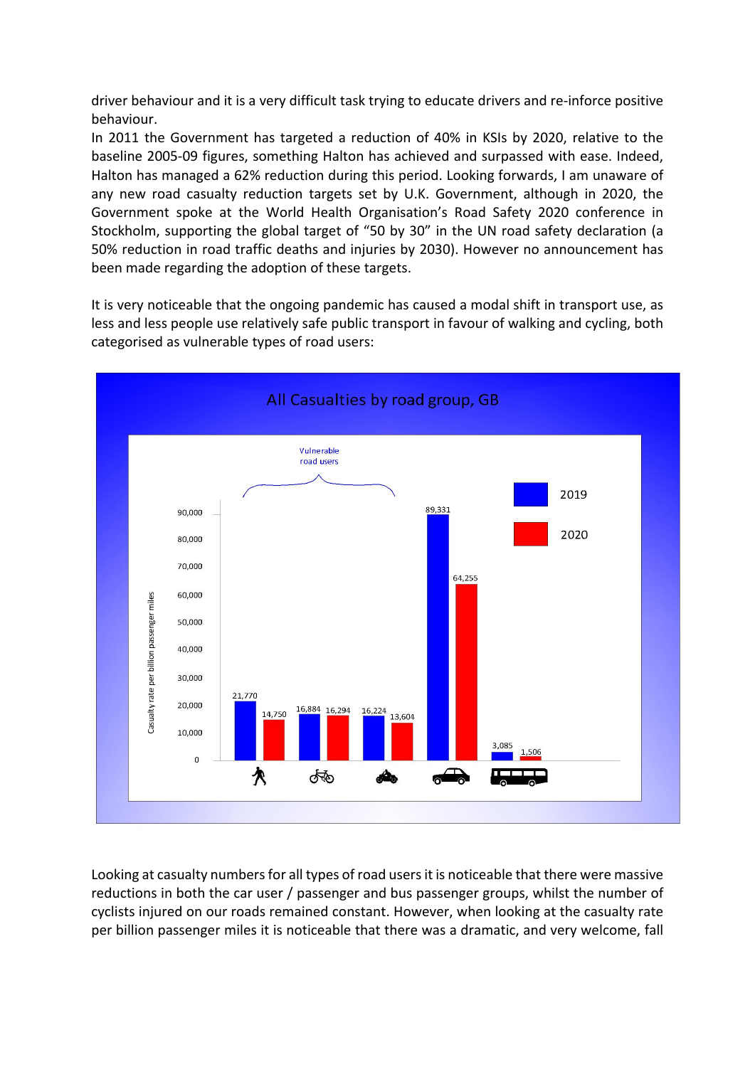driver behaviour and it is a very difficult task trying to educate drivers and re-inforce positive behaviour.

In 2011 the Government has targeted a reduction of 40% in KSIs by 2020, relative to the baseline 2005-09 figures, something Halton has achieved and surpassed with ease. Indeed, Halton has managed a 62% reduction during this period. Looking forwards, I am unaware of any new road casualty reduction targets set by U.K. Government, although in 2020, the Government spoke at the World Health Organisation's Road Safety 2020 conference in Stockholm, supporting the global target of "50 by 30" in the UN road safety declaration (a 50% reduction in road traffic deaths and injuries by 2030). However no announcement has been made regarding the adoption of these targets.

It is very noticeable that the ongoing pandemic has caused a modal shift in transport use, as less and less people use relatively safe public transport in favour of walking and cycling, both categorised as vulnerable types of road users:

**All Casualties by road group, GB**

Casualty rate per billion passenger miles

| Road user group | 2019 | 2020 |
|---|---|---|
| Pedestrian (vulnerable road user) | 21,770 | 14,750 |
| Cyclist (vulnerable road user) | 16,884 | 16,294 |
| Motorcyclist (vulnerable road user) | 16,224 | 13,604 |
| Car | 89,331 | 64,255 |
| Bus | 3,085 | 1,506 |

Looking at casualty numbers for all types of road users it is noticeable that there were massive reductions in both the car user / passenger and bus passenger groups, whilst the number of cyclists injured on our roads remained constant. However, when looking at the casualty rate per billion passenger miles it is noticeable that there was a dramatic, and very welcome, fall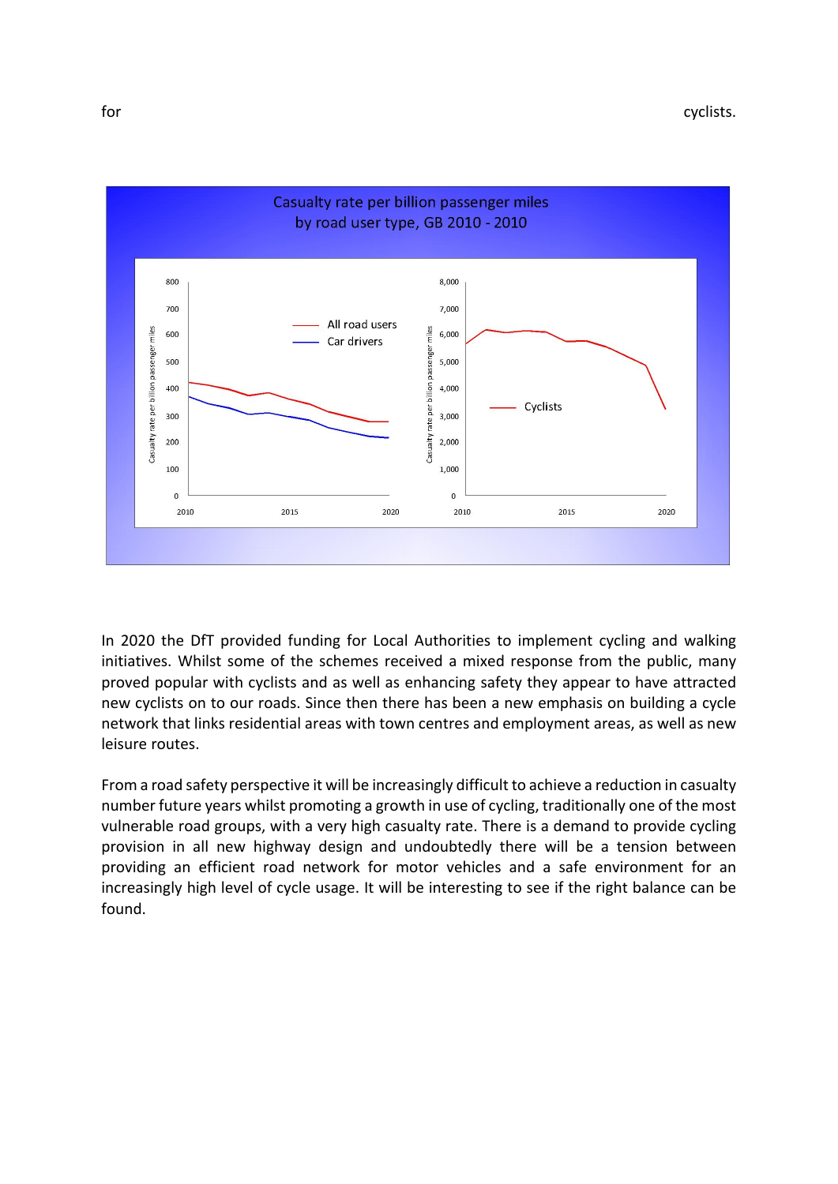for cyclists.

Casualty rate per billion passenger miles
by road user type, GB 2010 - 2010

800
700
600
500
400
300
200
100
0

Casualty rate per billion passenger miles

All road users
Car drivers

2010
2015
2020

8,000
7,000
6,000
5,000
4,000
3,000
2,000
1,000
0

Casualty rate per billion passenger miles

Cyclists

2010
2015
2020

In 2020 the DfT provided funding for Local Authorities to implement cycling and walking initiatives. Whilst some of the schemes received a mixed response from the public, many proved popular with cyclists and as well as enhancing safety they appear to have attracted new cyclists on to our roads. Since then there has been a new emphasis on building a cycle network that links residential areas with town centres and employment areas, as well as new leisure routes.

From a road safety perspective it will be increasingly difficult to achieve a reduction in casualty number future years whilst promoting a growth in use of cycling, traditionally one of the most vulnerable road groups, with a very high casualty rate. There is a demand to provide cycling provision in all new highway design and undoubtedly there will be a tension between providing an efficient road network for motor vehicles and a safe environment for an increasingly high level of cycle usage. It will be interesting to see if the right balance can be found.